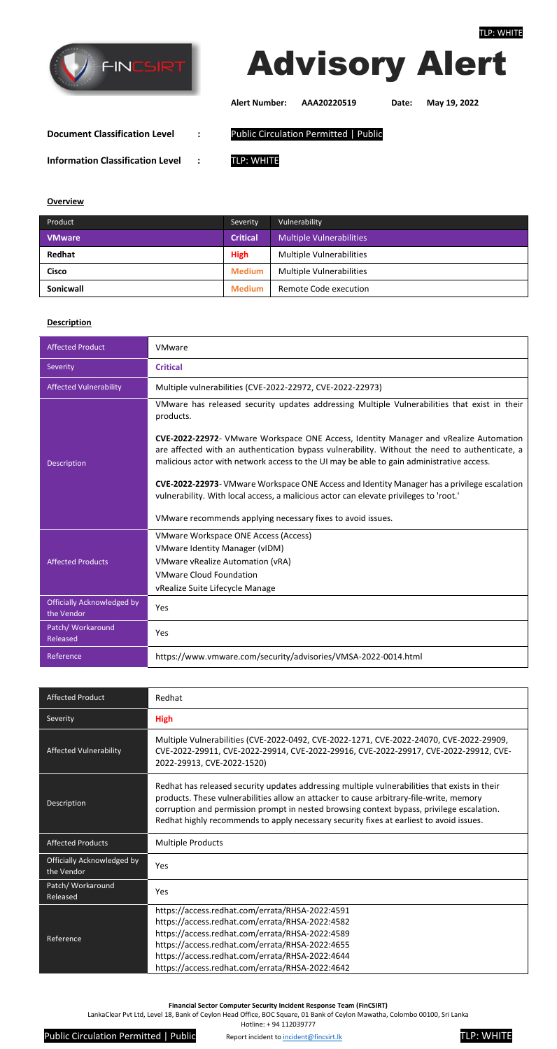TLP: WHITE

# Advisory Alert

**Alert Number:** AAA20220519 **Date:** May 19, 2022

**Document Classification Level** : Public Circulation Permitted | Public

**Information Classification Level** : TLP: WHITE

## Overview

| Product | Severity | Vulnerability |
|---|---|---|
| **VMware** | **Critical** | Multiple Vulnerabilities |
| **Redhat** | **High** | Multiple Vulnerabilities |
| **Cisco** | **Medium** | Multiple Vulnerabilities |
| **Sonicwall** | **Medium** | Remote Code execution |

## Description

| | |
|---|---|
| Affected Product | VMware |
| Severity | **Critical** |
| Affected Vulnerability | Multiple vulnerabilities (CVE-2022-22972, CVE-2022-22973) |
| Description | VMware has released security updates addressing Multiple Vulnerabilities that exist in their products.<br><br>**CVE-2022-22972**- VMware Workspace ONE Access, Identity Manager and vRealize Automation are affected with an authentication bypass vulnerability. Without the need to authenticate, a malicious actor with network access to the UI may be able to gain administrative access.<br><br>**CVE-2022-22973**- VMware Workspace ONE Access and Identity Manager has a privilege escalation vulnerability. With local access, a malicious actor can elevate privileges to 'root.'<br><br>VMware recommends applying necessary fixes to avoid issues. |
| Affected Products | VMware Workspace ONE Access (Access)<br>VMware Identity Manager (vIDM)<br>VMware vRealize Automation (vRA)<br>VMware Cloud Foundation<br>vRealize Suite Lifecycle Manage |
| Officially Acknowledged by the Vendor | Yes |
| Patch/ Workaround Released | Yes |
| Reference | https://www.vmware.com/security/advisories/VMSA-2022-0014.html |

| | |
|---|---|
| Affected Product | Redhat |
| Severity | **High** |
| Affected Vulnerability | Multiple Vulnerabilities (CVE-2022-0492, CVE-2022-1271, CVE-2022-24070, CVE-2022-29909, CVE-2022-29911, CVE-2022-29914, CVE-2022-29916, CVE-2022-29917, CVE-2022-29912, CVE-2022-29913, CVE-2022-1520) |
| Description | Redhat has released security updates addressing multiple vulnerabilities that exists in their products. These vulnerabilities allow an attacker to cause arbitrary-file-write, memory corruption and permission prompt in nested browsing context bypass, privilege escalation. Redhat highly recommends to apply necessary security fixes at earliest to avoid issues. |
| Affected Products | Multiple Products |
| Officially Acknowledged by the Vendor | Yes |
| Patch/ Workaround Released | Yes |
| Reference | https://access.redhat.com/errata/RHSA-2022:4591<br>https://access.redhat.com/errata/RHSA-2022:4582<br>https://access.redhat.com/errata/RHSA-2022:4589<br>https://access.redhat.com/errata/RHSA-2022:4655<br>https://access.redhat.com/errata/RHSA-2022:4644<br>https://access.redhat.com/errata/RHSA-2022:4642 |

**Financial Sector Computer Security Incident Response Team (FinCSIRT)**
LankaClear Pvt Ltd, Level 18, Bank of Ceylon Head Office, BOC Square, 01 Bank of Ceylon Mawatha, Colombo 00100, Sri Lanka
Hotline: + 94 112039777

Public Circulation Permitted | Public Report incident to incident@fincsirt.lk TLP: WHITE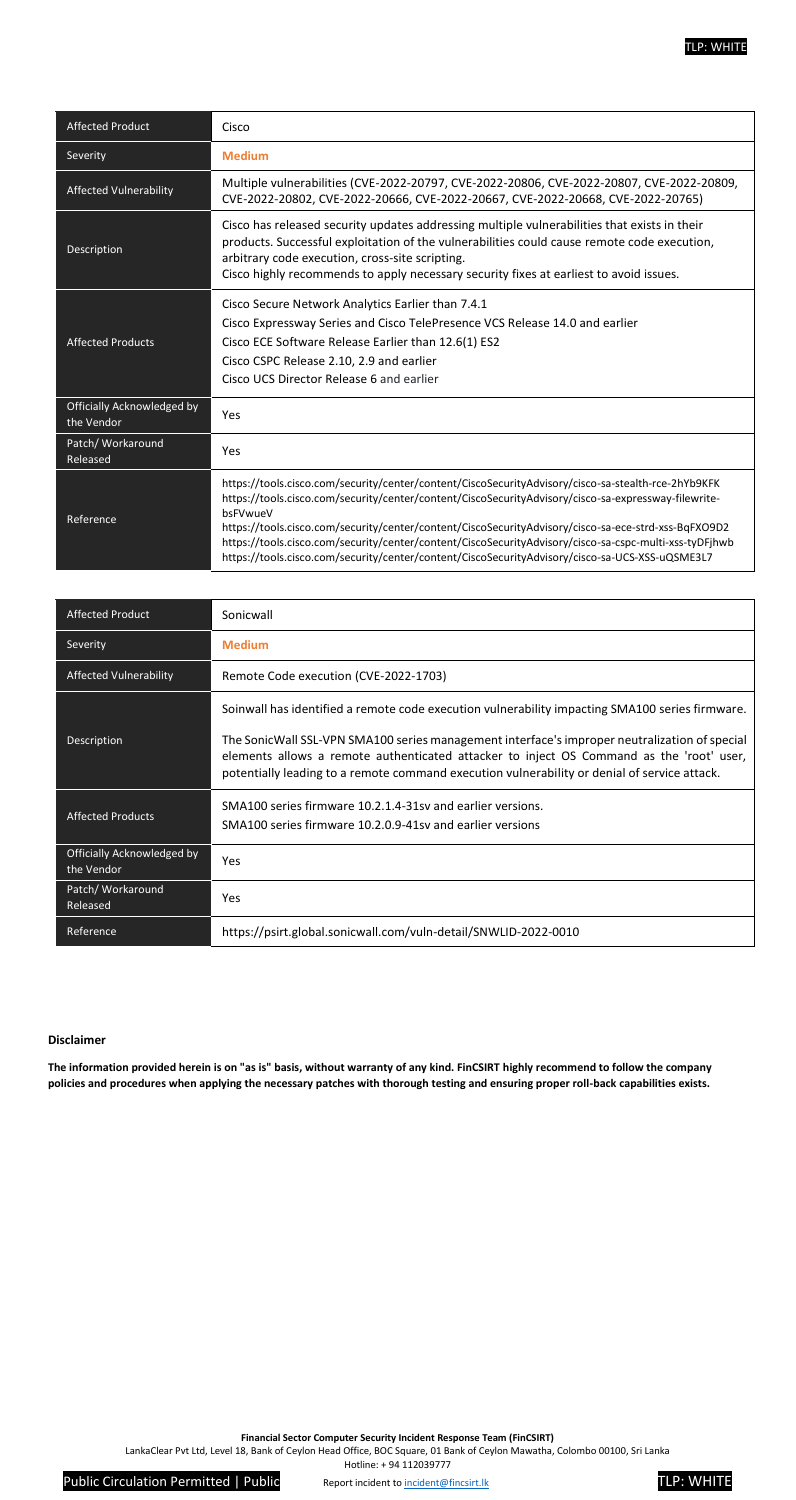| | |
|---|---|
| Affected Product | Cisco |
| Severity | **Medium** |
| Affected Vulnerability | Multiple vulnerabilities (CVE-2022-20797, CVE-2022-20806, CVE-2022-20807, CVE-2022-20809, CVE-2022-20802, CVE-2022-20666, CVE-2022-20667, CVE-2022-20668, CVE-2022-20765) |
| Description | Cisco has released security updates addressing multiple vulnerabilities that exists in their products. Successful exploitation of the vulnerabilities could cause remote code execution, arbitrary code execution, cross-site scripting.<br>Cisco highly recommends to apply necessary security fixes at earliest to avoid issues. |
| Affected Products | Cisco Secure Network Analytics Earlier than 7.4.1<br>Cisco Expressway Series and Cisco TelePresence VCS Release 14.0 and earlier<br>Cisco ECE Software Release Earlier than 12.6(1) ES2<br>Cisco CSPC Release 2.10, 2.9 and earlier<br>Cisco UCS Director Release 6 and earlier |
| Officially Acknowledged by the Vendor | Yes |
| Patch/ Workaround Released | Yes |
| Reference | https://tools.cisco.com/security/center/content/CiscoSecurityAdvisory/cisco-sa-stealth-rce-2hYb9KFK<br>https://tools.cisco.com/security/center/content/CiscoSecurityAdvisory/cisco-sa-expressway-filewrite-bsFVwueV<br>https://tools.cisco.com/security/center/content/CiscoSecurityAdvisory/cisco-sa-ece-strd-xss-BqFXO9D2<br>https://tools.cisco.com/security/center/content/CiscoSecurityAdvisory/cisco-sa-cspc-multi-xss-tyDFjhwb<br>https://tools.cisco.com/security/center/content/CiscoSecurityAdvisory/cisco-sa-UCS-XSS-uQSME3L7 |

| | |
|---|---|
| Affected Product | Sonicwall |
| Severity | **Medium** |
| Affected Vulnerability | Remote Code execution (CVE-2022-1703) |
| Description | Soinwall has identified a remote code execution vulnerability impacting SMA100 series firmware.<br><br>The SonicWall SSL-VPN SMA100 series management interface's improper neutralization of special elements allows a remote authenticated attacker to inject OS Command as the 'root' user, potentially leading to a remote command execution vulnerability or denial of service attack. |
| Affected Products | SMA100 series firmware 10.2.1.4-31sv and earlier versions.<br>SMA100 series firmware 10.2.0.9-41sv and earlier versions |
| Officially Acknowledged by the Vendor | Yes |
| Patch/ Workaround Released | Yes |
| Reference | https://psirt.global.sonicwall.com/vuln-detail/SNWLID-2022-0010 |

**Disclaimer**

**The information provided herein is on "as is" basis, without warranty of any kind. FinCSIRT highly recommend to follow the company policies and procedures when applying the necessary patches with thorough testing and ensuring proper roll-back capabilities exists.**

**Financial Sector Computer Security Incident Response Team (FinCSIRT)**
LankaClear Pvt Ltd, Level 18, Bank of Ceylon Head Office, BOC Square, 01 Bank of Ceylon Mawatha, Colombo 00100, Sri Lanka
Hotline: + 94 112039777

Public Circulation Permitted | Public Report incident to incident@fincsirt.lk TLP: WHITE